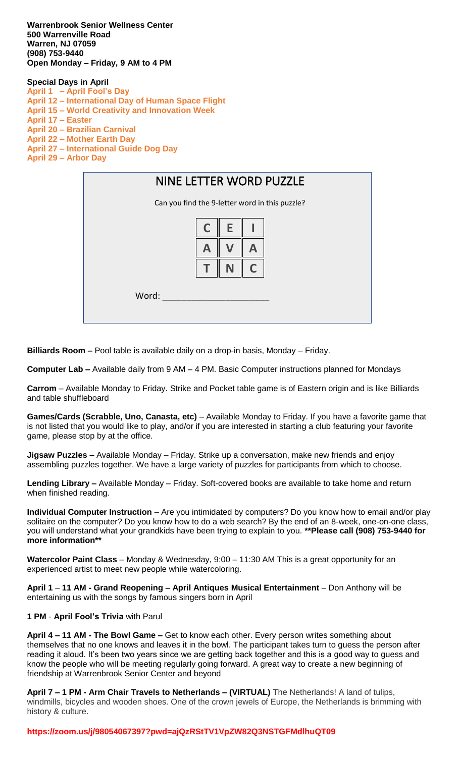**Warrenbrook Senior Wellness Center**
**500 Warrenville Road**
**Warren, NJ 07059**
**(908) 753-9440**
**Open Monday – Friday, 9 AM to 4 PM**

**Special Days in April**

**April 1 – April Fool's Day**
**April 12 – International Day of Human Space Flight**
**April 15 – World Creativity and Innovation Week**
**April 17 – Easter**
**April 20 – Brazilian Carnival**
**April 22 – Mother Earth Day**
**April 27 – International Guide Dog Day**
**April 29 – Arbor Day**

## NINE LETTER WORD PUZZLE

Can you find the 9-letter word in this puzzle?

| | | |
|---|---|---|
| C | E | I |
| A | V | A |
| T | N | C |

Word: ____________________

**Billiards Room –** Pool table is available daily on a drop-in basis, Monday – Friday.

**Computer Lab –** Available daily from 9 AM – 4 PM. Basic Computer instructions planned for Mondays

**Carrom** – Available Monday to Friday. Strike and Pocket table game is of Eastern origin and is like Billiards and table shuffleboard

**Games/Cards (Scrabble, Uno, Canasta, etc)** – Available Monday to Friday. If you have a favorite game that is not listed that you would like to play, and/or if you are interested in starting a club featuring your favorite game, please stop by at the office.

**Jigsaw Puzzles –** Available Monday – Friday. Strike up a conversation, make new friends and enjoy assembling puzzles together. We have a large variety of puzzles for participants from which to choose.

**Lending Library –** Available Monday – Friday. Soft-covered books are available to take home and return when finished reading.

**Individual Computer Instruction** – Are you intimidated by computers? Do you know how to email and/or play solitaire on the computer? Do you know how to do a web search? By the end of an 8-week, one-on-one class, you will understand what your grandkids have been trying to explain to you. **\*\*Please call (908) 753-9440 for more information\*\***

**Watercolor Paint Class** – Monday & Wednesday, 9:00 – 11:30 AM This is a great opportunity for an experienced artist to meet new people while watercoloring.

**April 1** – **11 AM - Grand Reopening – April Antiques Musical Entertainment** – Don Anthony will be entertaining us with the songs by famous singers born in April

**1 PM** - **April Fool's Trivia** with Parul

**April 4 – 11 AM - The Bowl Game –** Get to know each other. Every person writes something about themselves that no one knows and leaves it in the bowl. The participant takes turn to guess the person after reading it aloud. It's been two years since we are getting back together and this is a good way to guess and know the people who will be meeting regularly going forward. A great way to create a new beginning of friendship at Warrenbrook Senior Center and beyond

**April 7 – 1 PM - Arm Chair Travels to Netherlands – (VIRTUAL)** The Netherlands! A land of tulips, windmills, bicycles and wooden shoes. One of the crown jewels of Europe, the Netherlands is brimming with history & culture.

**https://zoom.us/j/98054067397?pwd=ajQzRStTV1VpZW82Q3NSTGFMdlhuQT09**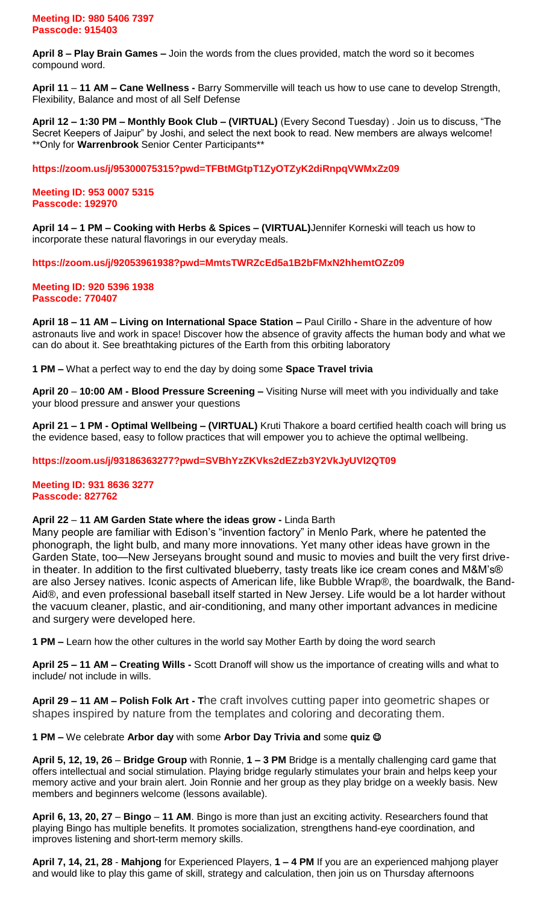**Meeting ID: 980 5406 7397**
**Passcode: 915403**

**April 8 – Play Brain Games –** Join the words from the clues provided, match the word so it becomes compound word.

**April 11** – **11 AM – Cane Wellness -** Barry Sommerville will teach us how to use cane to develop Strength, Flexibility, Balance and most of all Self Defense

**April 12 – 1:30 PM – Monthly Book Club – (VIRTUAL)** (Every Second Tuesday) . Join us to discuss, "The Secret Keepers of Jaipur" by Joshi, and select the next book to read. New members are always welcome! **Only for **Warrenbrook** Senior Center Participants**

**https://zoom.us/j/95300075315?pwd=TFBtMGtpT1ZyOTZyK2diRnpqVWMxZz09**

**Meeting ID: 953 0007 5315**
**Passcode: 192970**

**April 14 – 1 PM – Cooking with Herbs & Spices – (VIRTUAL)**Jennifer Korneski will teach us how to incorporate these natural flavorings in our everyday meals.

**https://zoom.us/j/92053961938?pwd=MmtsTWRZcEd5a1B2bFMxN2hhemtOZz09**

**Meeting ID: 920 5396 1938**
**Passcode: 770407**

**April 18 – 11 AM – Living on International Space Station –** Paul Cirillo **-** Share in the adventure of how astronauts live and work in space! Discover how the absence of gravity affects the human body and what we can do about it. See breathtaking pictures of the Earth from this orbiting laboratory

**1 PM –** What a perfect way to end the day by doing some **Space Travel trivia**

**April 20** – **10:00 AM - Blood Pressure Screening –** Visiting Nurse will meet with you individually and take your blood pressure and answer your questions

**April 21 – 1 PM - Optimal Wellbeing – (VIRTUAL)** Kruti Thakore a board certified health coach will bring us the evidence based, easy to follow practices that will empower you to achieve the optimal wellbeing.

**https://zoom.us/j/93186363277?pwd=SVBhYzZKVks2dEZzb3Y2VkJyUVl2QT09**

**Meeting ID: 931 8636 3277**
**Passcode: 827762**

**April 22** – **11 AM Garden State where the ideas grow -** Linda Barth
Many people are familiar with Edison's "invention factory" in Menlo Park, where he patented the phonograph, the light bulb, and many more innovations. Yet many other ideas have grown in the Garden State, too—New Jerseyans brought sound and music to movies and built the very first drive-in theater. In addition to the first cultivated blueberry, tasty treats like ice cream cones and M&M's® are also Jersey natives. Iconic aspects of American life, like Bubble Wrap®, the boardwalk, the Band-Aid®, and even professional baseball itself started in New Jersey. Life would be a lot harder without the vacuum cleaner, plastic, and air-conditioning, and many other important advances in medicine and surgery were developed here.

**1 PM –** Learn how the other cultures in the world say Mother Earth by doing the word search

**April 25 – 11 AM – Creating Wills -** Scott Dranoff will show us the importance of creating wills and what to include/ not include in wills.

**April 29 – 11 AM – Polish Folk Art - T**he craft involves cutting paper into geometric shapes or shapes inspired by nature from the templates and coloring and decorating them.

**1 PM –** We celebrate **Arbor day** with some **Arbor Day Trivia and** some **quiz** ☺

**April 5, 12, 19, 26** – **Bridge Group** with Ronnie, **1 – 3 PM** Bridge is a mentally challenging card game that offers intellectual and social stimulation. Playing bridge regularly stimulates your brain and helps keep your memory active and your brain alert. Join Ronnie and her group as they play bridge on a weekly basis. New members and beginners welcome (lessons available).

**April 6, 13, 20, 27** – **Bingo** – **11 AM**. Bingo is more than just an exciting activity. Researchers found that playing Bingo has multiple benefits. It promotes socialization, strengthens hand-eye coordination, and improves listening and short-term memory skills.

**April 7, 14, 21, 28** - **Mahjong** for Experienced Players, **1 – 4 PM** If you are an experienced mahjong player and would like to play this game of skill, strategy and calculation, then join us on Thursday afternoons